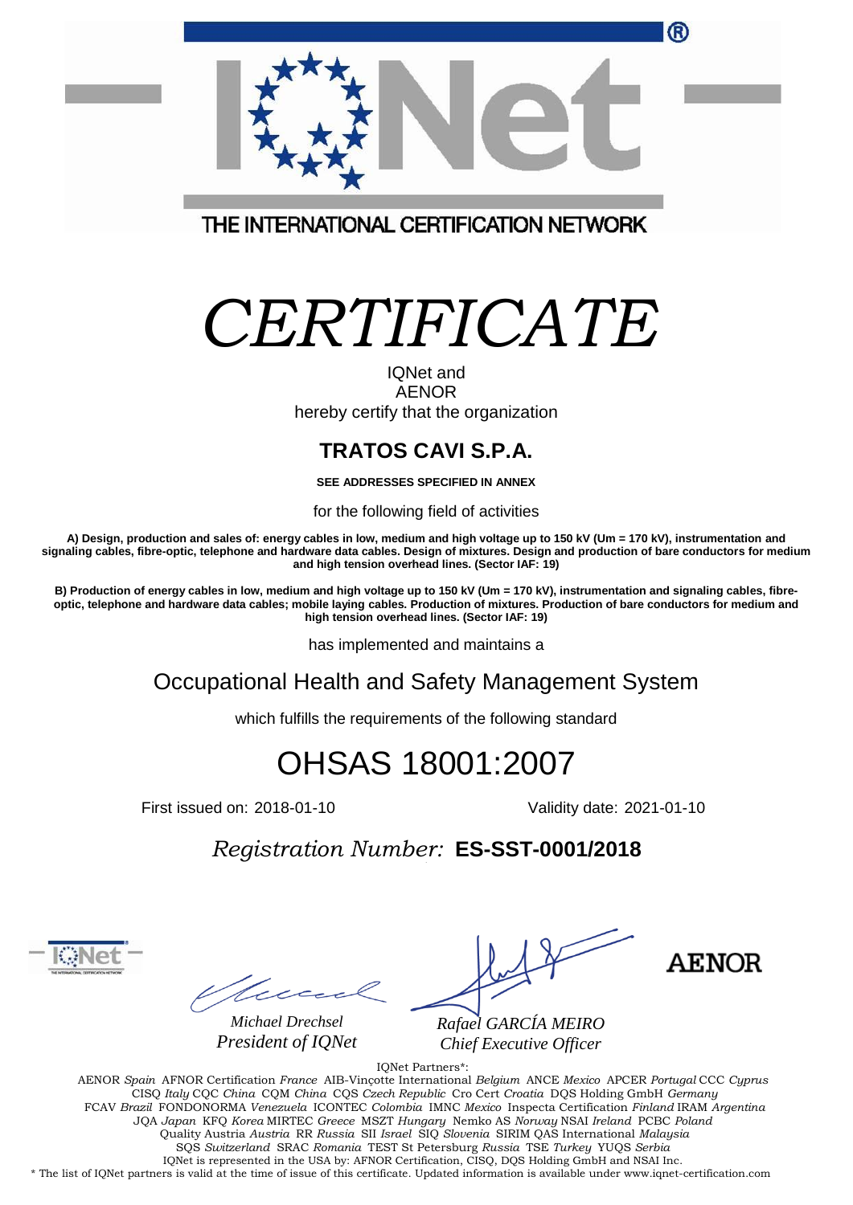THE INTERNATIONAL CERTIFICATION NETWORK

# *CERTIFICATE*

IQNet and
AENOR
hereby certify that the organization

## TRATOS CAVI S.P.A.

**SEE ADDRESSES SPECIFIED IN ANNEX**

for the following field of activities

**A) Design, production and sales of: energy cables in low, medium and high voltage up to 150 kV (Um = 170 kV), instrumentation and signaling cables, fibre-optic, telephone and hardware data cables. Design of mixtures. Design and production of bare conductors for medium and high tension overhead lines. (Sector IAF: 19)**

**B) Production of energy cables in low, medium and high voltage up to 150 kV (Um = 170 kV), instrumentation and signaling cables, fibre-optic, telephone and hardware data cables; mobile laying cables. Production of mixtures. Production of bare conductors for medium and high tension overhead lines. (Sector IAF: 19)**

has implemented and maintains a

## Occupational Health and Safety Management System

which fulfills the requirements of the following standard

# OHSAS 18001:2007

First issued on: 2018-01-10 Validity date: 2021-01-10

*Registration Number:* **ES-SST-0001/2018**

*Michael Drechsel*
*President of IQNet*

*Rafael GARCÍA MEIRO*
*Chief Executive Officer*

AENOR

IQNet Partners*:
AENOR *Spain* AFNOR Certification *France* AIB-Vinçotte International *Belgium* ANCE *Mexico* APCER *Portugal* CCC *Cyprus* CISQ *Italy* CQC *China* CQM *China* CQS *Czech Republic* Cro Cert *Croatia* DQS Holding GmbH *Germany* FCAV *Brazil* FONDONORMA *Venezuela* ICONTEC *Colombia* IMNC *Mexico* Inspecta Certification *Finland* IRAM *Argentina* JQA *Japan* KFQ *Korea* MIRTEC *Greece* MSZT *Hungary* Nemko AS *Norway* NSAI *Ireland* PCBC *Poland* Quality Austria *Austria* RR *Russia* SII *Israel* SIQ *Slovenia* SIRIM QAS International *Malaysia* SQS *Switzerland* SRAC *Romania* TEST St Petersburg *Russia* TSE *Turkey* YUQS *Serbia*
IQNet is represented in the USA by: AFNOR Certification, CISQ, DQS Holding GmbH and NSAI Inc.
* The list of IQNet partners is valid at the time of issue of this certificate. Updated information is available under www.iqnet-certification.com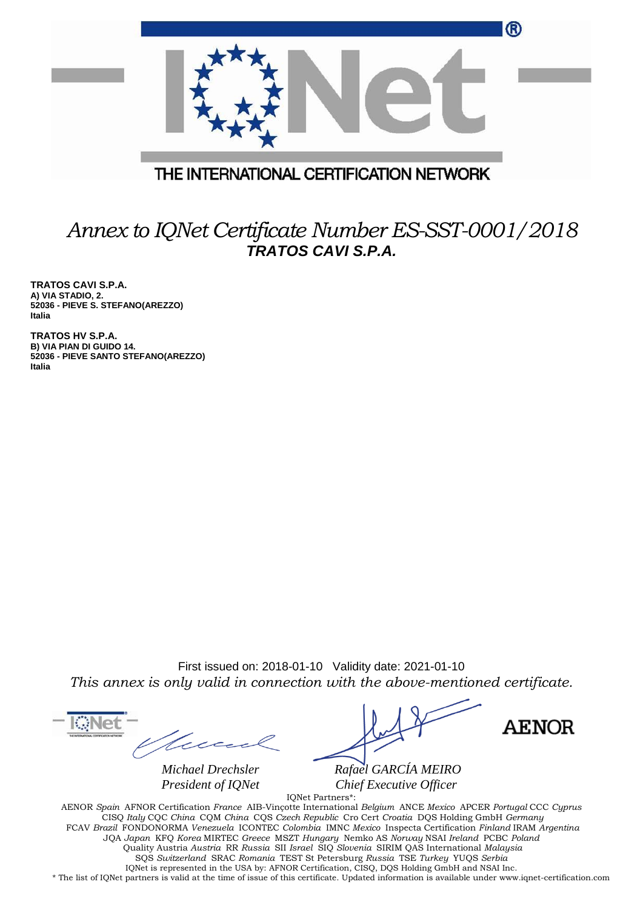THE INTERNATIONAL CERTIFICATION NETWORK

# *Annex to IQNet Certificate Number ES-SST-0001/2018*

## ***TRATOS CAVI S.P.A.***

**TRATOS CAVI S.P.A.**
**A) VIA STADIO, 2.**
**52036 - PIEVE S. STEFANO(AREZZO)**
**Italia**

**TRATOS HV S.P.A.**
**B) VIA PIAN DI GUIDO 14.**
**52036 - PIEVE SANTO STEFANO(AREZZO)**
**Italia**

First issued on: 2018-01-10 Validity date: 2021-01-10

*This annex is only valid in connection with the above-mentioned certificate.*

*Michael Drechsler*
*President of IQNet*

*Rafael GARCÍA MEIRO*
*Chief Executive Officer*

AENOR

IQNet Partners*:

AENOR *Spain* AFNOR Certification *France* AIB-Vinçotte International *Belgium* ANCE *Mexico* APCER *Portugal* CCC *Cyprus* CISQ *Italy* CQC *China* CQM *China* CQS *Czech Republic* Cro Cert *Croatia* DQS Holding GmbH *Germany* FCAV *Brazil* FONDONORMA *Venezuela* ICONTEC *Colombia* IMNC *Mexico* Inspecta Certification *Finland* IRAM *Argentina* JQA *Japan* KFQ *Korea* MIRTEC *Greece* MSZT *Hungary* Nemko AS *Norway* NSAI *Ireland* PCBC *Poland* Quality Austria *Austria* RR *Russia* SII *Israel* SIQ *Slovenia* SIRIM QAS International *Malaysia* SQS *Switzerland* SRAC *Romania* TEST St Petersburg *Russia* TSE *Turkey* YUQS *Serbia*
IQNet is represented in the USA by: AFNOR Certification, CISQ, DQS Holding GmbH and NSAI Inc.

* The list of IQNet partners is valid at the time of issue of this certificate. Updated information is available under www.iqnet-certification.com